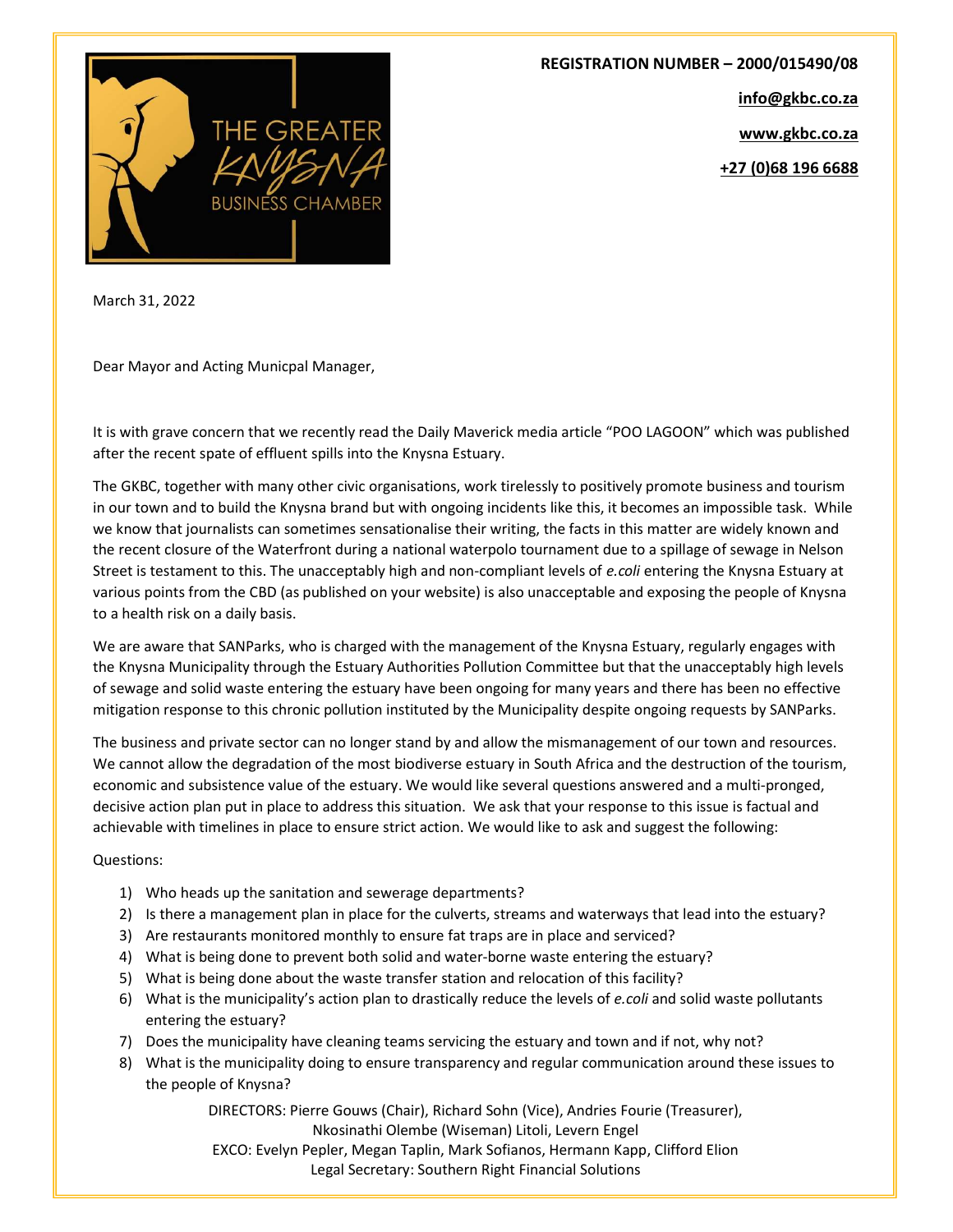THE GREATER KNYSNA BUSINESS CHAMBER

**REGISTRATION NUMBER – 2000/015490/08**

**info@gkbc.co.za**

**www.gkbc.co.za**

**+27 (0)68 196 6688**

March 31, 2022

Dear Mayor and Acting Municpal Manager,

It is with grave concern that we recently read the Daily Maverick media article "POO LAGOON" which was published after the recent spate of effluent spills into the Knysna Estuary.

The GKBC, together with many other civic organisations, work tirelessly to positively promote business and tourism in our town and to build the Knysna brand but with ongoing incidents like this, it becomes an impossible task. While we know that journalists can sometimes sensationalise their writing, the facts in this matter are widely known and the recent closure of the Waterfront during a national waterpolo tournament due to a spillage of sewage in Nelson Street is testament to this. The unacceptably high and non-compliant levels of *e.coli* entering the Knysna Estuary at various points from the CBD (as published on your website) is also unacceptable and exposing the people of Knysna to a health risk on a daily basis.

We are aware that SANParks, who is charged with the management of the Knysna Estuary, regularly engages with the Knysna Municipality through the Estuary Authorities Pollution Committee but that the unacceptably high levels of sewage and solid waste entering the estuary have been ongoing for many years and there has been no effective mitigation response to this chronic pollution instituted by the Municipality despite ongoing requests by SANParks.

The business and private sector can no longer stand by and allow the mismanagement of our town and resources. We cannot allow the degradation of the most biodiverse estuary in South Africa and the destruction of the tourism, economic and subsistence value of the estuary. We would like several questions answered and a multi-pronged, decisive action plan put in place to address this situation. We ask that your response to this issue is factual and achievable with timelines in place to ensure strict action. We would like to ask and suggest the following:

Questions:

1) Who heads up the sanitation and sewerage departments?
2) Is there a management plan in place for the culverts, streams and waterways that lead into the estuary?
3) Are restaurants monitored monthly to ensure fat traps are in place and serviced?
4) What is being done to prevent both solid and water-borne waste entering the estuary?
5) What is being done about the waste transfer station and relocation of this facility?
6) What is the municipality's action plan to drastically reduce the levels of *e.coli* and solid waste pollutants entering the estuary?
7) Does the municipality have cleaning teams servicing the estuary and town and if not, why not?
8) What is the municipality doing to ensure transparency and regular communication around these issues to the people of Knysna?

DIRECTORS: Pierre Gouws (Chair), Richard Sohn (Vice), Andries Fourie (Treasurer), Nkosinathi Olembe (Wiseman) Litoli, Levern Engel
EXCO: Evelyn Pepler, Megan Taplin, Mark Sofianos, Hermann Kapp, Clifford Elion
Legal Secretary: Southern Right Financial Solutions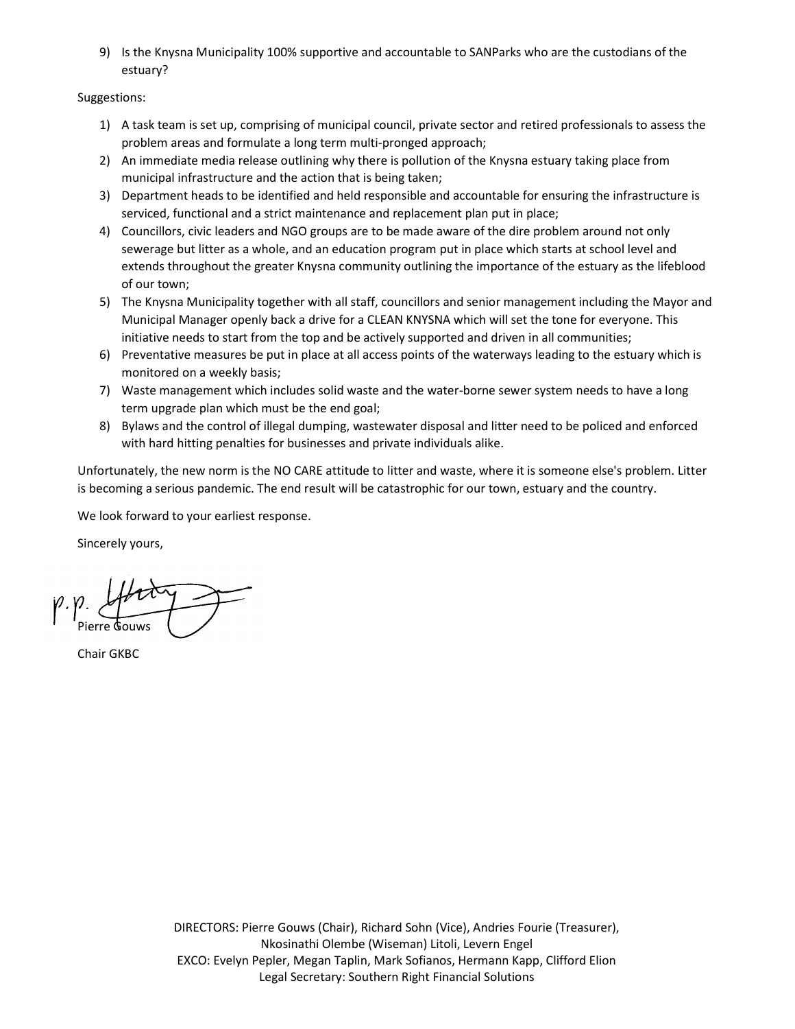9) Is the Knysna Municipality 100% supportive and accountable to SANParks who are the custodians of the estuary?

Suggestions:

1) A task team is set up, comprising of municipal council, private sector and retired professionals to assess the problem areas and formulate a long term multi-pronged approach;
2) An immediate media release outlining why there is pollution of the Knysna estuary taking place from municipal infrastructure and the action that is being taken;
3) Department heads to be identified and held responsible and accountable for ensuring the infrastructure is serviced, functional and a strict maintenance and replacement plan put in place;
4) Councillors, civic leaders and NGO groups are to be made aware of the dire problem around not only sewerage but litter as a whole, and an education program put in place which starts at school level and extends throughout the greater Knysna community outlining the importance of the estuary as the lifeblood of our town;
5) The Knysna Municipality together with all staff, councillors and senior management including the Mayor and Municipal Manager openly back a drive for a CLEAN KNYSNA which will set the tone for everyone. This initiative needs to start from the top and be actively supported and driven in all communities;
6) Preventative measures be put in place at all access points of the waterways leading to the estuary which is monitored on a weekly basis;
7) Waste management which includes solid waste and the water-borne sewer system needs to have a long term upgrade plan which must be the end goal;
8) Bylaws and the control of illegal dumping, wastewater disposal and litter need to be policed and enforced with hard hitting penalties for businesses and private individuals alike.

Unfortunately, the new norm is the NO CARE attitude to litter and waste, where it is someone else's problem. Litter is becoming a serious pandemic. The end result will be catastrophic for our town, estuary and the country.

We look forward to your earliest response.

Sincerely yours,

p.p.

Pierre Gouws

Chair GKBC

DIRECTORS: Pierre Gouws (Chair), Richard Sohn (Vice), Andries Fourie (Treasurer), Nkosinathi Olembe (Wiseman) Litoli, Levern Engel
EXCO: Evelyn Pepler, Megan Taplin, Mark Sofianos, Hermann Kapp, Clifford Elion
Legal Secretary: Southern Right Financial Solutions